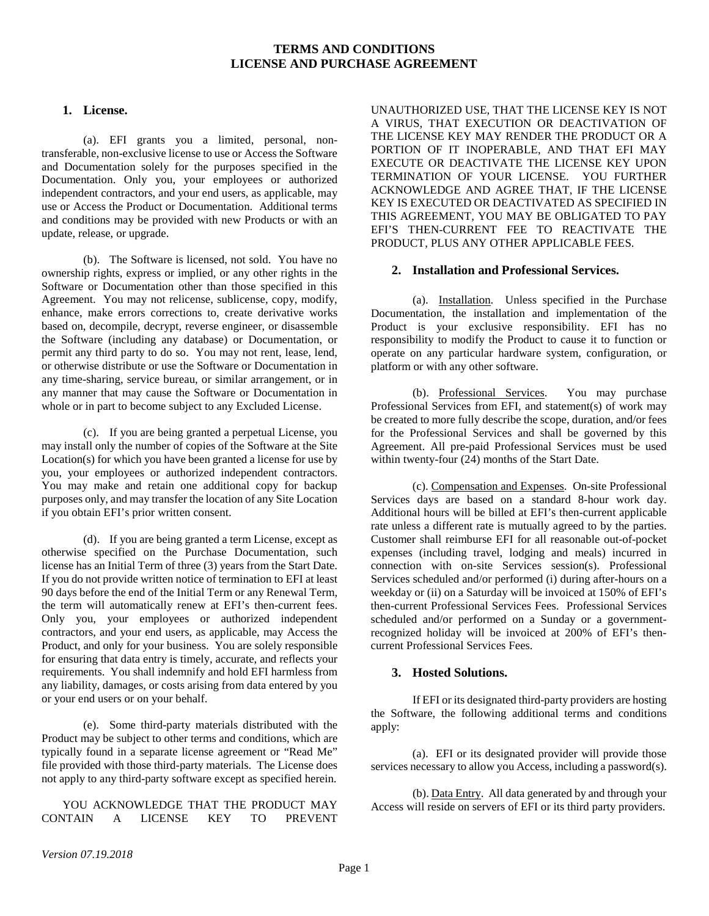# TERMS AND CONDITIONS
# LICENSE AND PURCHASE AGREEMENT

## 1. License.

(a). EFI grants you a limited, personal, non-transferable, non-exclusive license to use or Access the Software and Documentation solely for the purposes specified in the Documentation. Only you, your employees or authorized independent contractors, and your end users, as applicable, may use or Access the Product or Documentation. Additional terms and conditions may be provided with new Products or with an update, release, or upgrade.

(b). The Software is licensed, not sold. You have no ownership rights, express or implied, or any other rights in the Software or Documentation other than those specified in this Agreement. You may not relicense, sublicense, copy, modify, enhance, make errors corrections to, create derivative works based on, decompile, decrypt, reverse engineer, or disassemble the Software (including any database) or Documentation, or permit any third party to do so. You may not rent, lease, lend, or otherwise distribute or use the Software or Documentation in any time-sharing, service bureau, or similar arrangement, or in any manner that may cause the Software or Documentation in whole or in part to become subject to any Excluded License.

(c). If you are being granted a perpetual License, you may install only the number of copies of the Software at the Site Location(s) for which you have been granted a license for use by you, your employees or authorized independent contractors. You may make and retain one additional copy for backup purposes only, and may transfer the location of any Site Location if you obtain EFI's prior written consent.

(d). If you are being granted a term License, except as otherwise specified on the Purchase Documentation, such license has an Initial Term of three (3) years from the Start Date. If you do not provide written notice of termination to EFI at least 90 days before the end of the Initial Term or any Renewal Term, the term will automatically renew at EFI's then-current fees. Only you, your employees or authorized independent contractors, and your end users, as applicable, may Access the Product, and only for your business. You are solely responsible for ensuring that data entry is timely, accurate, and reflects your requirements. You shall indemnify and hold EFI harmless from any liability, damages, or costs arising from data entered by you or your end users or on your behalf.

(e). Some third-party materials distributed with the Product may be subject to other terms and conditions, which are typically found in a separate license agreement or "Read Me" file provided with those third-party materials. The License does not apply to any third-party software except as specified herein.

YOU ACKNOWLEDGE THAT THE PRODUCT MAY CONTAIN A LICENSE KEY TO PREVENT UNAUTHORIZED USE, THAT THE LICENSE KEY IS NOT A VIRUS, THAT EXECUTION OR DEACTIVATION OF THE LICENSE KEY MAY RENDER THE PRODUCT OR A PORTION OF IT INOPERABLE, AND THAT EFI MAY EXECUTE OR DEACTIVATE THE LICENSE KEY UPON TERMINATION OF YOUR LICENSE. YOU FURTHER ACKNOWLEDGE AND AGREE THAT, IF THE LICENSE KEY IS EXECUTED OR DEACTIVATED AS SPECIFIED IN THIS AGREEMENT, YOU MAY BE OBLIGATED TO PAY EFI'S THEN-CURRENT FEE TO REACTIVATE THE PRODUCT, PLUS ANY OTHER APPLICABLE FEES.

## 2. Installation and Professional Services.

(a). Installation. Unless specified in the Purchase Documentation, the installation and implementation of the Product is your exclusive responsibility. EFI has no responsibility to modify the Product to cause it to function or operate on any particular hardware system, configuration, or platform or with any other software.

(b). Professional Services. You may purchase Professional Services from EFI, and statement(s) of work may be created to more fully describe the scope, duration, and/or fees for the Professional Services and shall be governed by this Agreement. All pre-paid Professional Services must be used within twenty-four (24) months of the Start Date.

(c). Compensation and Expenses. On-site Professional Services days are based on a standard 8-hour work day. Additional hours will be billed at EFI's then-current applicable rate unless a different rate is mutually agreed to by the parties. Customer shall reimburse EFI for all reasonable out-of-pocket expenses (including travel, lodging and meals) incurred in connection with on-site Services session(s). Professional Services scheduled and/or performed (i) during after-hours on a weekday or (ii) on a Saturday will be invoiced at 150% of EFI's then-current Professional Services Fees. Professional Services scheduled and/or performed on a Sunday or a government-recognized holiday will be invoiced at 200% of EFI's then-current Professional Services Fees.

## 3. Hosted Solutions.

If EFI or its designated third-party providers are hosting the Software, the following additional terms and conditions apply:

(a). EFI or its designated provider will provide those services necessary to allow you Access, including a password(s).

(b). Data Entry. All data generated by and through your Access will reside on servers of EFI or its third party providers.

*Version 07.19.2018*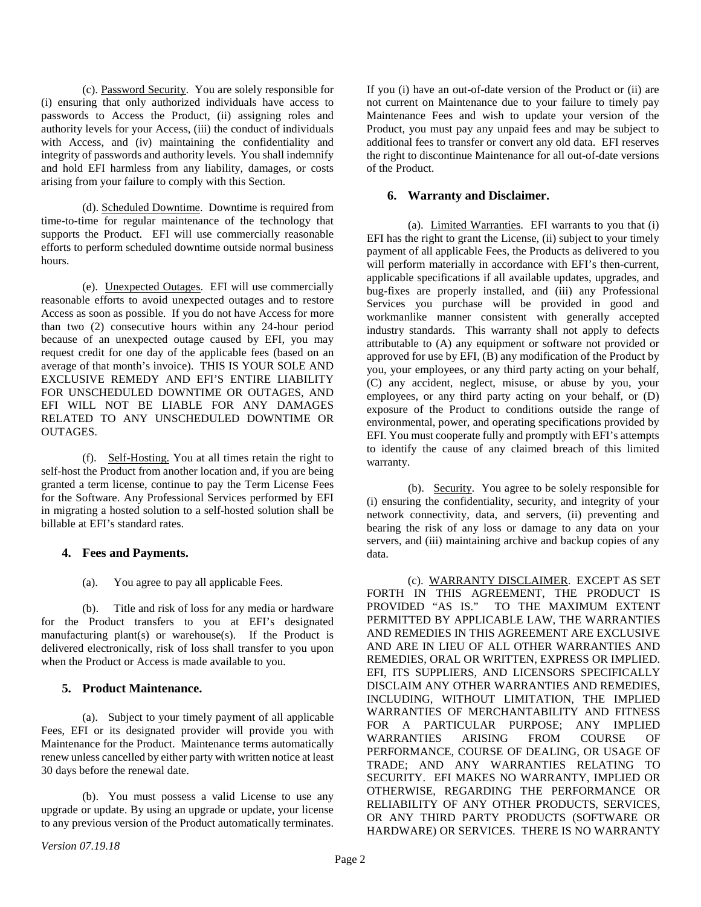(c). <u>Password Security</u>. You are solely responsible for (i) ensuring that only authorized individuals have access to passwords to Access the Product, (ii) assigning roles and authority levels for your Access, (iii) the conduct of individuals with Access, and (iv) maintaining the confidentiality and integrity of passwords and authority levels. You shall indemnify and hold EFI harmless from any liability, damages, or costs arising from your failure to comply with this Section.

(d). <u>Scheduled Downtime</u>. Downtime is required from time-to-time for regular maintenance of the technology that supports the Product. EFI will use commercially reasonable efforts to perform scheduled downtime outside normal business hours.

(e). <u>Unexpected Outages</u>. EFI will use commercially reasonable efforts to avoid unexpected outages and to restore Access as soon as possible. If you do not have Access for more than two (2) consecutive hours within any 24-hour period because of an unexpected outage caused by EFI, you may request credit for one day of the applicable fees (based on an average of that month's invoice). THIS IS YOUR SOLE AND EXCLUSIVE REMEDY AND EFI'S ENTIRE LIABILITY FOR UNSCHEDULED DOWNTIME OR OUTAGES, AND EFI WILL NOT BE LIABLE FOR ANY DAMAGES RELATED TO ANY UNSCHEDULED DOWNTIME OR OUTAGES.

(f). <u>Self-Hosting.</u> You at all times retain the right to self-host the Product from another location and, if you are being granted a term license, continue to pay the Term License Fees for the Software. Any Professional Services performed by EFI in migrating a hosted solution to a self-hosted solution shall be billable at EFI's standard rates.

### 4. Fees and Payments.

(a). You agree to pay all applicable Fees.

(b). Title and risk of loss for any media or hardware for the Product transfers to you at EFI's designated manufacturing plant(s) or warehouse(s). If the Product is delivered electronically, risk of loss shall transfer to you upon when the Product or Access is made available to you.

### 5. Product Maintenance.

(a). Subject to your timely payment of all applicable Fees, EFI or its designated provider will provide you with Maintenance for the Product. Maintenance terms automatically renew unless cancelled by either party with written notice at least 30 days before the renewal date.

(b). You must possess a valid License to use any upgrade or update. By using an upgrade or update, your license to any previous version of the Product automatically terminates. If you (i) have an out-of-date version of the Product or (ii) are not current on Maintenance due to your failure to timely pay Maintenance Fees and wish to update your version of the Product, you must pay any unpaid fees and may be subject to additional fees to transfer or convert any old data. EFI reserves the right to discontinue Maintenance for all out-of-date versions of the Product.

### 6. Warranty and Disclaimer.

(a). <u>Limited Warranties</u>. EFI warrants to you that (i) EFI has the right to grant the License, (ii) subject to your timely payment of all applicable Fees, the Products as delivered to you will perform materially in accordance with EFI's then-current, applicable specifications if all available updates, upgrades, and bug-fixes are properly installed, and (iii) any Professional Services you purchase will be provided in good and workmanlike manner consistent with generally accepted industry standards. This warranty shall not apply to defects attributable to (A) any equipment or software not provided or approved for use by EFI, (B) any modification of the Product by you, your employees, or any third party acting on your behalf, (C) any accident, neglect, misuse, or abuse by you, your employees, or any third party acting on your behalf, or (D) exposure of the Product to conditions outside the range of environmental, power, and operating specifications provided by EFI. You must cooperate fully and promptly with EFI's attempts to identify the cause of any claimed breach of this limited warranty.

(b). <u>Security</u>. You agree to be solely responsible for (i) ensuring the confidentiality, security, and integrity of your network connectivity, data, and servers, (ii) preventing and bearing the risk of any loss or damage to any data on your servers, and (iii) maintaining archive and backup copies of any data.

(c). <u>WARRANTY DISCLAIMER</u>. EXCEPT AS SET FORTH IN THIS AGREEMENT, THE PRODUCT IS PROVIDED "AS IS." TO THE MAXIMUM EXTENT PERMITTED BY APPLICABLE LAW, THE WARRANTIES AND REMEDIES IN THIS AGREEMENT ARE EXCLUSIVE AND ARE IN LIEU OF ALL OTHER WARRANTIES AND REMEDIES, ORAL OR WRITTEN, EXPRESS OR IMPLIED. EFI, ITS SUPPLIERS, AND LICENSORS SPECIFICALLY DISCLAIM ANY OTHER WARRANTIES AND REMEDIES, INCLUDING, WITHOUT LIMITATION, THE IMPLIED WARRANTIES OF MERCHANTABILITY AND FITNESS FOR A PARTICULAR PURPOSE; ANY IMPLIED WARRANTIES ARISING FROM COURSE OF PERFORMANCE, COURSE OF DEALING, OR USAGE OF TRADE; AND ANY WARRANTIES RELATING TO SECURITY. EFI MAKES NO WARRANTY, IMPLIED OR OTHERWISE, REGARDING THE PERFORMANCE OR RELIABILITY OF ANY OTHER PRODUCTS, SERVICES, OR ANY THIRD PARTY PRODUCTS (SOFTWARE OR HARDWARE) OR SERVICES. THERE IS NO WARRANTY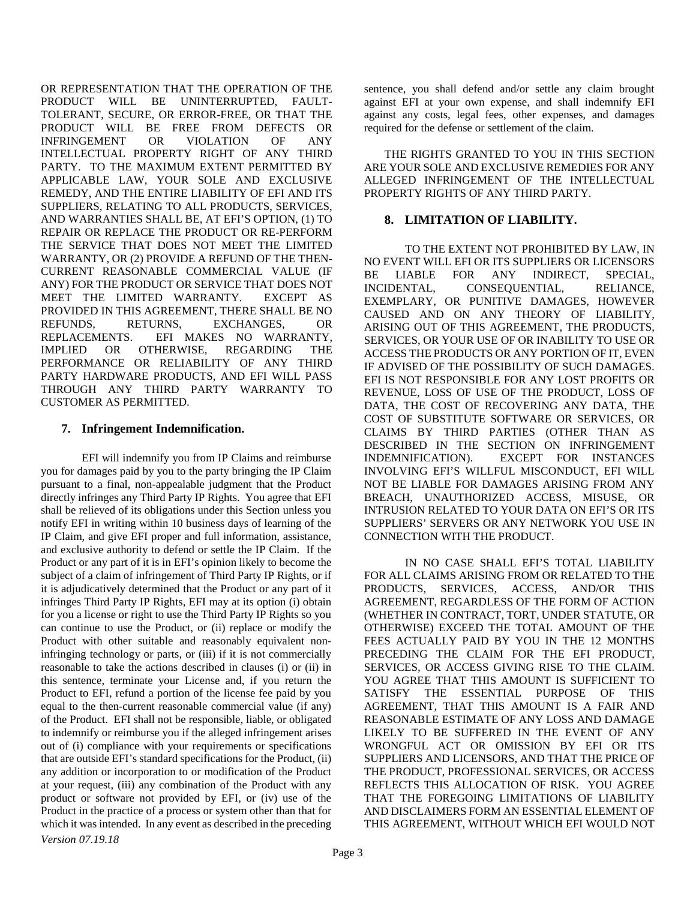OR REPRESENTATION THAT THE OPERATION OF THE PRODUCT WILL BE UNINTERRUPTED, FAULT-TOLERANT, SECURE, OR ERROR-FREE, OR THAT THE PRODUCT WILL BE FREE FROM DEFECTS OR INFRINGEMENT OR VIOLATION OF ANY INTELLECTUAL PROPERTY RIGHT OF ANY THIRD PARTY. TO THE MAXIMUM EXTENT PERMITTED BY APPLICABLE LAW, YOUR SOLE AND EXCLUSIVE REMEDY, AND THE ENTIRE LIABILITY OF EFI AND ITS SUPPLIERS, RELATING TO ALL PRODUCTS, SERVICES, AND WARRANTIES SHALL BE, AT EFI'S OPTION, (1) TO REPAIR OR REPLACE THE PRODUCT OR RE-PERFORM THE SERVICE THAT DOES NOT MEET THE LIMITED WARRANTY, OR (2) PROVIDE A REFUND OF THE THEN-CURRENT REASONABLE COMMERCIAL VALUE (IF ANY) FOR THE PRODUCT OR SERVICE THAT DOES NOT MEET THE LIMITED WARRANTY. EXCEPT AS PROVIDED IN THIS AGREEMENT, THERE SHALL BE NO REFUNDS, RETURNS, EXCHANGES, OR REPLACEMENTS. EFI MAKES NO WARRANTY, IMPLIED OR OTHERWISE, REGARDING THE PERFORMANCE OR RELIABILITY OF ANY THIRD PARTY HARDWARE PRODUCTS, AND EFI WILL PASS THROUGH ANY THIRD PARTY WARRANTY TO CUSTOMER AS PERMITTED.

## 7. Infringement Indemnification.

EFI will indemnify you from IP Claims and reimburse you for damages paid by you to the party bringing the IP Claim pursuant to a final, non-appealable judgment that the Product directly infringes any Third Party IP Rights. You agree that EFI shall be relieved of its obligations under this Section unless you notify EFI in writing within 10 business days of learning of the IP Claim, and give EFI proper and full information, assistance, and exclusive authority to defend or settle the IP Claim. If the Product or any part of it is in EFI's opinion likely to become the subject of a claim of infringement of Third Party IP Rights, or if it is adjudicatively determined that the Product or any part of it infringes Third Party IP Rights, EFI may at its option (i) obtain for you a license or right to use the Third Party IP Rights so you can continue to use the Product, or (ii) replace or modify the Product with other suitable and reasonably equivalent non-infringing technology or parts, or (iii) if it is not commercially reasonable to take the actions described in clauses (i) or (ii) in this sentence, terminate your License and, if you return the Product to EFI, refund a portion of the license fee paid by you equal to the then-current reasonable commercial value (if any) of the Product. EFI shall not be responsible, liable, or obligated to indemnify or reimburse you if the alleged infringement arises out of (i) compliance with your requirements or specifications that are outside EFI's standard specifications for the Product, (ii) any addition or incorporation to or modification of the Product at your request, (iii) any combination of the Product with any product or software not provided by EFI, or (iv) use of the Product in the practice of a process or system other than that for which it was intended. In any event as described in the preceding sentence, you shall defend and/or settle any claim brought against EFI at your own expense, and shall indemnify EFI against any costs, legal fees, other expenses, and damages required for the defense or settlement of the claim.

THE RIGHTS GRANTED TO YOU IN THIS SECTION ARE YOUR SOLE AND EXCLUSIVE REMEDIES FOR ANY ALLEGED INFRINGEMENT OF THE INTELLECTUAL PROPERTY RIGHTS OF ANY THIRD PARTY.

## 8. LIMITATION OF LIABILITY.

TO THE EXTENT NOT PROHIBITED BY LAW, IN NO EVENT WILL EFI OR ITS SUPPLIERS OR LICENSORS BE LIABLE FOR ANY INDIRECT, SPECIAL, INCIDENTAL, CONSEQUENTIAL, RELIANCE, EXEMPLARY, OR PUNITIVE DAMAGES, HOWEVER CAUSED AND ON ANY THEORY OF LIABILITY, ARISING OUT OF THIS AGREEMENT, THE PRODUCTS, SERVICES, OR YOUR USE OF OR INABILITY TO USE OR ACCESS THE PRODUCTS OR ANY PORTION OF IT, EVEN IF ADVISED OF THE POSSIBILITY OF SUCH DAMAGES. EFI IS NOT RESPONSIBLE FOR ANY LOST PROFITS OR REVENUE, LOSS OF USE OF THE PRODUCT, LOSS OF DATA, THE COST OF RECOVERING ANY DATA, THE COST OF SUBSTITUTE SOFTWARE OR SERVICES, OR CLAIMS BY THIRD PARTIES (OTHER THAN AS DESCRIBED IN THE SECTION ON INFRINGEMENT INDEMNIFICATION). EXCEPT FOR INSTANCES INVOLVING EFI'S WILLFUL MISCONDUCT, EFI WILL NOT BE LIABLE FOR DAMAGES ARISING FROM ANY BREACH, UNAUTHORIZED ACCESS, MISUSE, OR INTRUSION RELATED TO YOUR DATA ON EFI'S OR ITS SUPPLIERS' SERVERS OR ANY NETWORK YOU USE IN CONNECTION WITH THE PRODUCT.

IN NO CASE SHALL EFI'S TOTAL LIABILITY FOR ALL CLAIMS ARISING FROM OR RELATED TO THE PRODUCTS, SERVICES, ACCESS, AND/OR THIS AGREEMENT, REGARDLESS OF THE FORM OF ACTION (WHETHER IN CONTRACT, TORT, UNDER STATUTE, OR OTHERWISE) EXCEED THE TOTAL AMOUNT OF THE FEES ACTUALLY PAID BY YOU IN THE 12 MONTHS PRECEDING THE CLAIM FOR THE EFI PRODUCT, SERVICES, OR ACCESS GIVING RISE TO THE CLAIM. YOU AGREE THAT THIS AMOUNT IS SUFFICIENT TO SATISFY THE ESSENTIAL PURPOSE OF THIS AGREEMENT, THAT THIS AMOUNT IS A FAIR AND REASONABLE ESTIMATE OF ANY LOSS AND DAMAGE LIKELY TO BE SUFFERED IN THE EVENT OF ANY WRONGFUL ACT OR OMISSION BY EFI OR ITS SUPPLIERS AND LICENSORS, AND THAT THE PRICE OF THE PRODUCT, PROFESSIONAL SERVICES, OR ACCESS REFLECTS THIS ALLOCATION OF RISK. YOU AGREE THAT THE FOREGOING LIMITATIONS OF LIABILITY AND DISCLAIMERS FORM AN ESSENTIAL ELEMENT OF THIS AGREEMENT, WITHOUT WHICH EFI WOULD NOT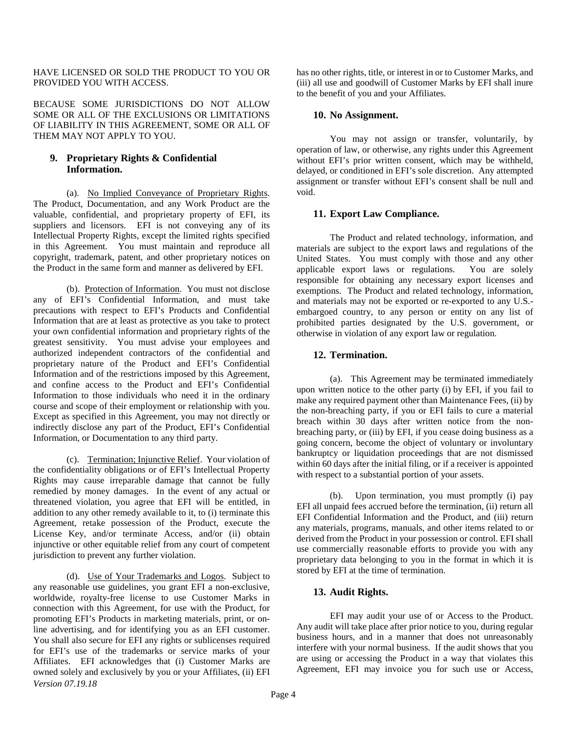HAVE LICENSED OR SOLD THE PRODUCT TO YOU OR PROVIDED YOU WITH ACCESS.

BECAUSE SOME JURISDICTIONS DO NOT ALLOW SOME OR ALL OF THE EXCLUSIONS OR LIMITATIONS OF LIABILITY IN THIS AGREEMENT, SOME OR ALL OF THEM MAY NOT APPLY TO YOU.

## 9. Proprietary Rights & Confidential Information.

(a). No Implied Conveyance of Proprietary Rights. The Product, Documentation, and any Work Product are the valuable, confidential, and proprietary property of EFI, its suppliers and licensors. EFI is not conveying any of its Intellectual Property Rights, except the limited rights specified in this Agreement. You must maintain and reproduce all copyright, trademark, patent, and other proprietary notices on the Product in the same form and manner as delivered by EFI.

(b). Protection of Information. You must not disclose any of EFI's Confidential Information, and must take precautions with respect to EFI's Products and Confidential Information that are at least as protective as you take to protect your own confidential information and proprietary rights of the greatest sensitivity. You must advise your employees and authorized independent contractors of the confidential and proprietary nature of the Product and EFI's Confidential Information and of the restrictions imposed by this Agreement, and confine access to the Product and EFI's Confidential Information to those individuals who need it in the ordinary course and scope of their employment or relationship with you. Except as specified in this Agreement, you may not directly or indirectly disclose any part of the Product, EFI's Confidential Information, or Documentation to any third party.

(c). Termination; Injunctive Relief. Your violation of the confidentiality obligations or of EFI's Intellectual Property Rights may cause irreparable damage that cannot be fully remedied by money damages. In the event of any actual or threatened violation, you agree that EFI will be entitled, in addition to any other remedy available to it, to (i) terminate this Agreement, retake possession of the Product, execute the License Key, and/or terminate Access, and/or (ii) obtain injunctive or other equitable relief from any court of competent jurisdiction to prevent any further violation.

(d). Use of Your Trademarks and Logos. Subject to any reasonable use guidelines, you grant EFI a non-exclusive, worldwide, royalty-free license to use Customer Marks in connection with this Agreement, for use with the Product, for promoting EFI's Products in marketing materials, print, or on-line advertising, and for identifying you as an EFI customer. You shall also secure for EFI any rights or sublicenses required for EFI's use of the trademarks or service marks of your Affiliates. EFI acknowledges that (i) Customer Marks are owned solely and exclusively by you or your Affiliates, (ii) EFI has no other rights, title, or interest in or to Customer Marks, and (iii) all use and goodwill of Customer Marks by EFI shall inure to the benefit of you and your Affiliates.

## 10. No Assignment.

You may not assign or transfer, voluntarily, by operation of law, or otherwise, any rights under this Agreement without EFI's prior written consent, which may be withheld, delayed, or conditioned in EFI's sole discretion. Any attempted assignment or transfer without EFI's consent shall be null and void.

## 11. Export Law Compliance.

The Product and related technology, information, and materials are subject to the export laws and regulations of the United States. You must comply with those and any other applicable export laws or regulations. You are solely responsible for obtaining any necessary export licenses and exemptions. The Product and related technology, information, and materials may not be exported or re-exported to any U.S.-embargoed country, to any person or entity on any list of prohibited parties designated by the U.S. government, or otherwise in violation of any export law or regulation.

## 12. Termination.

(a). This Agreement may be terminated immediately upon written notice to the other party (i) by EFI, if you fail to make any required payment other than Maintenance Fees, (ii) by the non-breaching party, if you or EFI fails to cure a material breach within 30 days after written notice from the non-breaching party, or (iii) by EFI, if you cease doing business as a going concern, become the object of voluntary or involuntary bankruptcy or liquidation proceedings that are not dismissed within 60 days after the initial filing, or if a receiver is appointed with respect to a substantial portion of your assets.

(b). Upon termination, you must promptly (i) pay EFI all unpaid fees accrued before the termination, (ii) return all EFI Confidential Information and the Product, and (iii) return any materials, programs, manuals, and other items related to or derived from the Product in your possession or control. EFI shall use commercially reasonable efforts to provide you with any proprietary data belonging to you in the format in which it is stored by EFI at the time of termination.

## 13. Audit Rights.

EFI may audit your use of or Access to the Product. Any audit will take place after prior notice to you, during regular business hours, and in a manner that does not unreasonably interfere with your normal business. If the audit shows that you are using or accessing the Product in a way that violates this Agreement, EFI may invoice you for such use or Access,

*Version 07.19.18*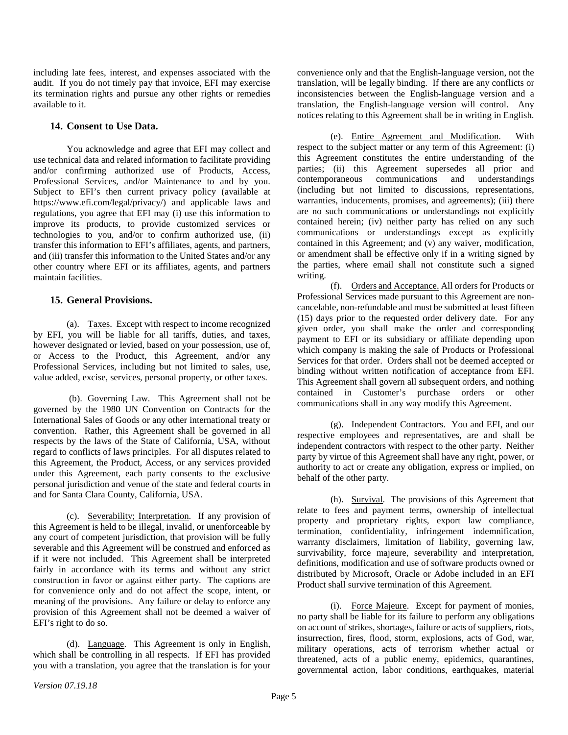including late fees, interest, and expenses associated with the audit. If you do not timely pay that invoice, EFI may exercise its termination rights and pursue any other rights or remedies available to it.

## 14. Consent to Use Data.

You acknowledge and agree that EFI may collect and use technical data and related information to facilitate providing and/or confirming authorized use of Products, Access, Professional Services, and/or Maintenance to and by you. Subject to EFI's then current privacy policy (available at https://www.efi.com/legal/privacy/) and applicable laws and regulations, you agree that EFI may (i) use this information to improve its products, to provide customized services or technologies to you, and/or to confirm authorized use, (ii) transfer this information to EFI's affiliates, agents, and partners, and (iii) transfer this information to the United States and/or any other country where EFI or its affiliates, agents, and partners maintain facilities.

## 15. General Provisions.

(a). Taxes. Except with respect to income recognized by EFI, you will be liable for all tariffs, duties, and taxes, however designated or levied, based on your possession, use of, or Access to the Product, this Agreement, and/or any Professional Services, including but not limited to sales, use, value added, excise, services, personal property, or other taxes.

(b). Governing Law. This Agreement shall not be governed by the 1980 UN Convention on Contracts for the International Sales of Goods or any other international treaty or convention. Rather, this Agreement shall be governed in all respects by the laws of the State of California, USA, without regard to conflicts of laws principles. For all disputes related to this Agreement, the Product, Access, or any services provided under this Agreement, each party consents to the exclusive personal jurisdiction and venue of the state and federal courts in and for Santa Clara County, California, USA.

(c). Severability; Interpretation. If any provision of this Agreement is held to be illegal, invalid, or unenforceable by any court of competent jurisdiction, that provision will be fully severable and this Agreement will be construed and enforced as if it were not included. This Agreement shall be interpreted fairly in accordance with its terms and without any strict construction in favor or against either party. The captions are for convenience only and do not affect the scope, intent, or meaning of the provisions. Any failure or delay to enforce any provision of this Agreement shall not be deemed a waiver of EFI's right to do so.

(d). Language. This Agreement is only in English, which shall be controlling in all respects. If EFI has provided you with a translation, you agree that the translation is for your convenience only and that the English-language version, not the translation, will be legally binding. If there are any conflicts or inconsistencies between the English-language version and a translation, the English-language version will control. Any notices relating to this Agreement shall be in writing in English.

(e). Entire Agreement and Modification. With respect to the subject matter or any term of this Agreement: (i) this Agreement constitutes the entire understanding of the parties; (ii) this Agreement supersedes all prior and contemporaneous communications and understandings (including but not limited to discussions, representations, warranties, inducements, promises, and agreements); (iii) there are no such communications or understandings not explicitly contained herein; (iv) neither party has relied on any such communications or understandings except as explicitly contained in this Agreement; and (v) any waiver, modification, or amendment shall be effective only if in a writing signed by the parties, where email shall not constitute such a signed writing.

(f). Orders and Acceptance. All orders for Products or Professional Services made pursuant to this Agreement are non-cancelable, non-refundable and must be submitted at least fifteen (15) days prior to the requested order delivery date. For any given order, you shall make the order and corresponding payment to EFI or its subsidiary or affiliate depending upon which company is making the sale of Products or Professional Services for that order. Orders shall not be deemed accepted or binding without written notification of acceptance from EFI. This Agreement shall govern all subsequent orders, and nothing contained in Customer's purchase orders or other communications shall in any way modify this Agreement.

(g). Independent Contractors. You and EFI, and our respective employees and representatives, are and shall be independent contractors with respect to the other party. Neither party by virtue of this Agreement shall have any right, power, or authority to act or create any obligation, express or implied, on behalf of the other party.

(h). Survival. The provisions of this Agreement that relate to fees and payment terms, ownership of intellectual property and proprietary rights, export law compliance, termination, confidentiality, infringement indemnification, warranty disclaimers, limitation of liability, governing law, survivability, force majeure, severability and interpretation, definitions, modification and use of software products owned or distributed by Microsoft, Oracle or Adobe included in an EFI Product shall survive termination of this Agreement.

(i). Force Majeure. Except for payment of monies, no party shall be liable for its failure to perform any obligations on account of strikes, shortages, failure or acts of suppliers, riots, insurrection, fires, flood, storm, explosions, acts of God, war, military operations, acts of terrorism whether actual or threatened, acts of a public enemy, epidemics, quarantines, governmental action, labor conditions, earthquakes, material

*Version 07.19.18*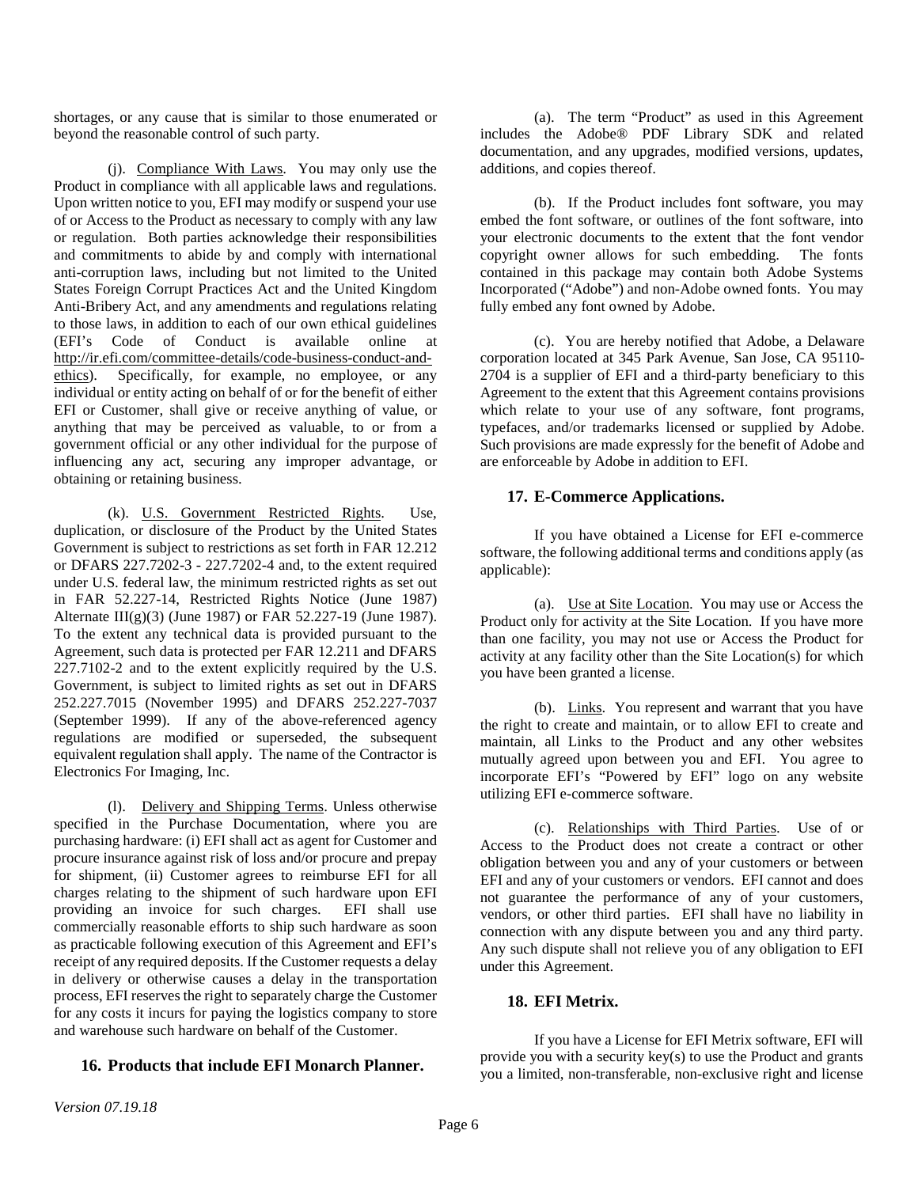shortages, or any cause that is similar to those enumerated or beyond the reasonable control of such party.

(j). Compliance With Laws. You may only use the Product in compliance with all applicable laws and regulations. Upon written notice to you, EFI may modify or suspend your use of or Access to the Product as necessary to comply with any law or regulation. Both parties acknowledge their responsibilities and commitments to abide by and comply with international anti-corruption laws, including but not limited to the United States Foreign Corrupt Practices Act and the United Kingdom Anti-Bribery Act, and any amendments and regulations relating to those laws, in addition to each of our own ethical guidelines (EFI's Code of Conduct is available online at http://ir.efi.com/committee-details/code-business-conduct-and-ethics). Specifically, for example, no employee, or any individual or entity acting on behalf of or for the benefit of either EFI or Customer, shall give or receive anything of value, or anything that may be perceived as valuable, to or from a government official or any other individual for the purpose of influencing any act, securing any improper advantage, or obtaining or retaining business.

(k). U.S. Government Restricted Rights. Use, duplication, or disclosure of the Product by the United States Government is subject to restrictions as set forth in FAR 12.212 or DFARS 227.7202-3 - 227.7202-4 and, to the extent required under U.S. federal law, the minimum restricted rights as set out in FAR 52.227-14, Restricted Rights Notice (June 1987) Alternate III(g)(3) (June 1987) or FAR 52.227-19 (June 1987). To the extent any technical data is provided pursuant to the Agreement, such data is protected per FAR 12.211 and DFARS 227.7102-2 and to the extent explicitly required by the U.S. Government, is subject to limited rights as set out in DFARS 252.227.7015 (November 1995) and DFARS 252.227-7037 (September 1999). If any of the above-referenced agency regulations are modified or superseded, the subsequent equivalent regulation shall apply. The name of the Contractor is Electronics For Imaging, Inc.

(l). Delivery and Shipping Terms. Unless otherwise specified in the Purchase Documentation, where you are purchasing hardware: (i) EFI shall act as agent for Customer and procure insurance against risk of loss and/or procure and prepay for shipment, (ii) Customer agrees to reimburse EFI for all charges relating to the shipment of such hardware upon EFI providing an invoice for such charges. EFI shall use commercially reasonable efforts to ship such hardware as soon as practicable following execution of this Agreement and EFI's receipt of any required deposits. If the Customer requests a delay in delivery or otherwise causes a delay in the transportation process, EFI reserves the right to separately charge the Customer for any costs it incurs for paying the logistics company to store and warehouse such hardware on behalf of the Customer.

## 16. Products that include EFI Monarch Planner.

(a). The term "Product" as used in this Agreement includes the Adobe® PDF Library SDK and related documentation, and any upgrades, modified versions, updates, additions, and copies thereof.

(b). If the Product includes font software, you may embed the font software, or outlines of the font software, into your electronic documents to the extent that the font vendor copyright owner allows for such embedding. The fonts contained in this package may contain both Adobe Systems Incorporated ("Adobe") and non-Adobe owned fonts. You may fully embed any font owned by Adobe.

(c). You are hereby notified that Adobe, a Delaware corporation located at 345 Park Avenue, San Jose, CA 95110-2704 is a supplier of EFI and a third-party beneficiary to this Agreement to the extent that this Agreement contains provisions which relate to your use of any software, font programs, typefaces, and/or trademarks licensed or supplied by Adobe. Such provisions are made expressly for the benefit of Adobe and are enforceable by Adobe in addition to EFI.

## 17. E-Commerce Applications.

If you have obtained a License for EFI e-commerce software, the following additional terms and conditions apply (as applicable):

(a). Use at Site Location. You may use or Access the Product only for activity at the Site Location. If you have more than one facility, you may not use or Access the Product for activity at any facility other than the Site Location(s) for which you have been granted a license.

(b). Links. You represent and warrant that you have the right to create and maintain, or to allow EFI to create and maintain, all Links to the Product and any other websites mutually agreed upon between you and EFI. You agree to incorporate EFI's "Powered by EFI" logo on any website utilizing EFI e-commerce software.

(c). Relationships with Third Parties. Use of or Access to the Product does not create a contract or other obligation between you and any of your customers or between EFI and any of your customers or vendors. EFI cannot and does not guarantee the performance of any of your customers, vendors, or other third parties. EFI shall have no liability in connection with any dispute between you and any third party. Any such dispute shall not relieve you of any obligation to EFI under this Agreement.

## 18. EFI Metrix.

If you have a License for EFI Metrix software, EFI will provide you with a security key(s) to use the Product and grants you a limited, non-transferable, non-exclusive right and license

*Version 07.19.18*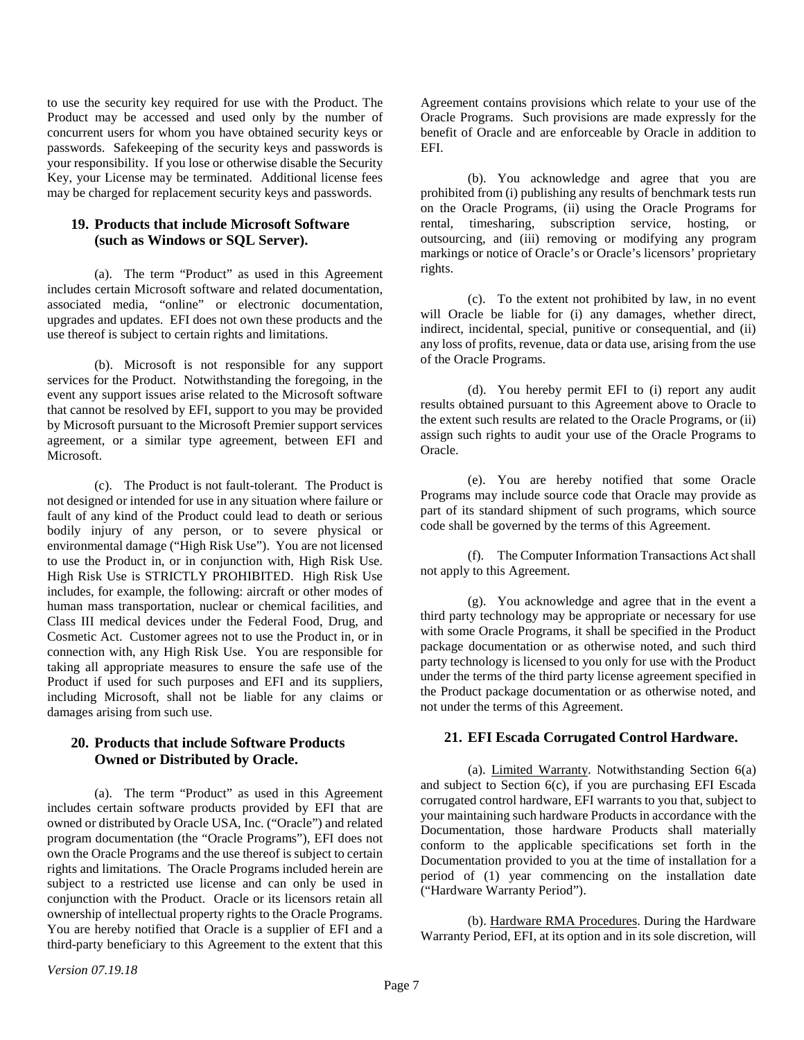to use the security key required for use with the Product. The Product may be accessed and used only by the number of concurrent users for whom you have obtained security keys or passwords. Safekeeping of the security keys and passwords is your responsibility. If you lose or otherwise disable the Security Key, your License may be terminated. Additional license fees may be charged for replacement security keys and passwords.

## 19. Products that include Microsoft Software (such as Windows or SQL Server).

(a). The term "Product" as used in this Agreement includes certain Microsoft software and related documentation, associated media, "online" or electronic documentation, upgrades and updates. EFI does not own these products and the use thereof is subject to certain rights and limitations.

(b). Microsoft is not responsible for any support services for the Product. Notwithstanding the foregoing, in the event any support issues arise related to the Microsoft software that cannot be resolved by EFI, support to you may be provided by Microsoft pursuant to the Microsoft Premier support services agreement, or a similar type agreement, between EFI and Microsoft.

(c). The Product is not fault-tolerant. The Product is not designed or intended for use in any situation where failure or fault of any kind of the Product could lead to death or serious bodily injury of any person, or to severe physical or environmental damage ("High Risk Use"). You are not licensed to use the Product in, or in conjunction with, High Risk Use. High Risk Use is STRICTLY PROHIBITED. High Risk Use includes, for example, the following: aircraft or other modes of human mass transportation, nuclear or chemical facilities, and Class III medical devices under the Federal Food, Drug, and Cosmetic Act. Customer agrees not to use the Product in, or in connection with, any High Risk Use. You are responsible for taking all appropriate measures to ensure the safe use of the Product if used for such purposes and EFI and its suppliers, including Microsoft, shall not be liable for any claims or damages arising from such use.

## 20. Products that include Software Products Owned or Distributed by Oracle.

(a). The term "Product" as used in this Agreement includes certain software products provided by EFI that are owned or distributed by Oracle USA, Inc. ("Oracle") and related program documentation (the "Oracle Programs"). EFI does not own the Oracle Programs and the use thereof is subject to certain rights and limitations. The Oracle Programs included herein are subject to a restricted use license and can only be used in conjunction with the Product. Oracle or its licensors retain all ownership of intellectual property rights to the Oracle Programs. You are hereby notified that Oracle is a supplier of EFI and a third-party beneficiary to this Agreement to the extent that this Agreement contains provisions which relate to your use of the Oracle Programs. Such provisions are made expressly for the benefit of Oracle and are enforceable by Oracle in addition to EFI.

(b). You acknowledge and agree that you are prohibited from (i) publishing any results of benchmark tests run on the Oracle Programs, (ii) using the Oracle Programs for rental, timesharing, subscription service, hosting, or outsourcing, and (iii) removing or modifying any program markings or notice of Oracle's or Oracle's licensors' proprietary rights.

(c). To the extent not prohibited by law, in no event will Oracle be liable for (i) any damages, whether direct, indirect, incidental, special, punitive or consequential, and (ii) any loss of profits, revenue, data or data use, arising from the use of the Oracle Programs.

(d). You hereby permit EFI to (i) report any audit results obtained pursuant to this Agreement above to Oracle to the extent such results are related to the Oracle Programs, or (ii) assign such rights to audit your use of the Oracle Programs to Oracle.

(e). You are hereby notified that some Oracle Programs may include source code that Oracle may provide as part of its standard shipment of such programs, which source code shall be governed by the terms of this Agreement.

(f). The Computer Information Transactions Act shall not apply to this Agreement.

(g). You acknowledge and agree that in the event a third party technology may be appropriate or necessary for use with some Oracle Programs, it shall be specified in the Product package documentation or as otherwise noted, and such third party technology is licensed to you only for use with the Product under the terms of the third party license agreement specified in the Product package documentation or as otherwise noted, and not under the terms of this Agreement.

## 21. EFI Escada Corrugated Control Hardware.

(a). Limited Warranty. Notwithstanding Section 6(a) and subject to Section 6(c), if you are purchasing EFI Escada corrugated control hardware, EFI warrants to you that, subject to your maintaining such hardware Products in accordance with the Documentation, those hardware Products shall materially conform to the applicable specifications set forth in the Documentation provided to you at the time of installation for a period of (1) year commencing on the installation date ("Hardware Warranty Period").

(b). Hardware RMA Procedures. During the Hardware Warranty Period, EFI, at its option and in its sole discretion, will

*Version 07.19.18*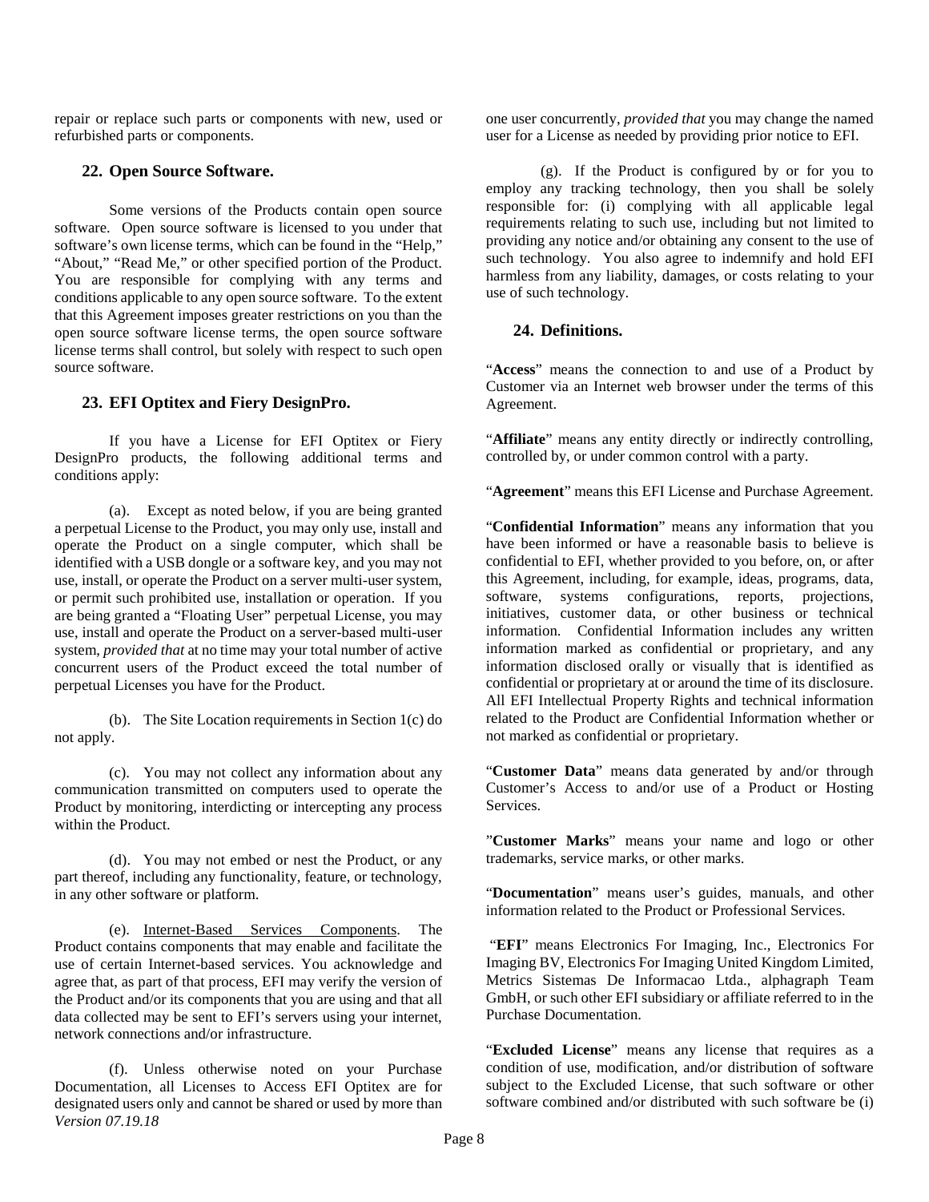repair or replace such parts or components with new, used or refurbished parts or components.

## 22. Open Source Software.

Some versions of the Products contain open source software. Open source software is licensed to you under that software's own license terms, which can be found in the "Help," "About," "Read Me," or other specified portion of the Product. You are responsible for complying with any terms and conditions applicable to any open source software. To the extent that this Agreement imposes greater restrictions on you than the open source software license terms, the open source software license terms shall control, but solely with respect to such open source software.

## 23. EFI Optitex and Fiery DesignPro.

If you have a License for EFI Optitex or Fiery DesignPro products, the following additional terms and conditions apply:

(a). Except as noted below, if you are being granted a perpetual License to the Product, you may only use, install and operate the Product on a single computer, which shall be identified with a USB dongle or a software key, and you may not use, install, or operate the Product on a server multi-user system, or permit such prohibited use, installation or operation. If you are being granted a "Floating User" perpetual License, you may use, install and operate the Product on a server-based multi-user system, *provided that* at no time may your total number of active concurrent users of the Product exceed the total number of perpetual Licenses you have for the Product.

(b). The Site Location requirements in Section 1(c) do not apply.

(c). You may not collect any information about any communication transmitted on computers used to operate the Product by monitoring, interdicting or intercepting any process within the Product.

(d). You may not embed or nest the Product, or any part thereof, including any functionality, feature, or technology, in any other software or platform.

(e). Internet-Based Services Components. The Product contains components that may enable and facilitate the use of certain Internet-based services. You acknowledge and agree that, as part of that process, EFI may verify the version of the Product and/or its components that you are using and that all data collected may be sent to EFI's servers using your internet, network connections and/or infrastructure.

(f). Unless otherwise noted on your Purchase Documentation, all Licenses to Access EFI Optitex are for designated users only and cannot be shared or used by more than one user concurrently, *provided that* you may change the named user for a License as needed by providing prior notice to EFI.

(g). If the Product is configured by or for you to employ any tracking technology, then you shall be solely responsible for: (i) complying with all applicable legal requirements relating to such use, including but not limited to providing any notice and/or obtaining any consent to the use of such technology. You also agree to indemnify and hold EFI harmless from any liability, damages, or costs relating to your use of such technology.

## 24. Definitions.

"**Access**" means the connection to and use of a Product by Customer via an Internet web browser under the terms of this Agreement.

"**Affiliate**" means any entity directly or indirectly controlling, controlled by, or under common control with a party.

"**Agreement**" means this EFI License and Purchase Agreement.

"**Confidential Information**" means any information that you have been informed or have a reasonable basis to believe is confidential to EFI, whether provided to you before, on, or after this Agreement, including, for example, ideas, programs, data, software, systems configurations, reports, projections, initiatives, customer data, or other business or technical information. Confidential Information includes any written information marked as confidential or proprietary, and any information disclosed orally or visually that is identified as confidential or proprietary at or around the time of its disclosure. All EFI Intellectual Property Rights and technical information related to the Product are Confidential Information whether or not marked as confidential or proprietary.

"**Customer Data**" means data generated by and/or through Customer's Access to and/or use of a Product or Hosting Services.

"**Customer Marks**" means your name and logo or other trademarks, service marks, or other marks.

"**Documentation**" means user's guides, manuals, and other information related to the Product or Professional Services.

"**EFI**" means Electronics For Imaging, Inc., Electronics For Imaging BV, Electronics For Imaging United Kingdom Limited, Metrics Sistemas De Informacao Ltda., alphagraph Team GmbH, or such other EFI subsidiary or affiliate referred to in the Purchase Documentation.

"**Excluded License**" means any license that requires as a condition of use, modification, and/or distribution of software subject to the Excluded License, that such software or other software combined and/or distributed with such software be (i)

*Version 07.19.18*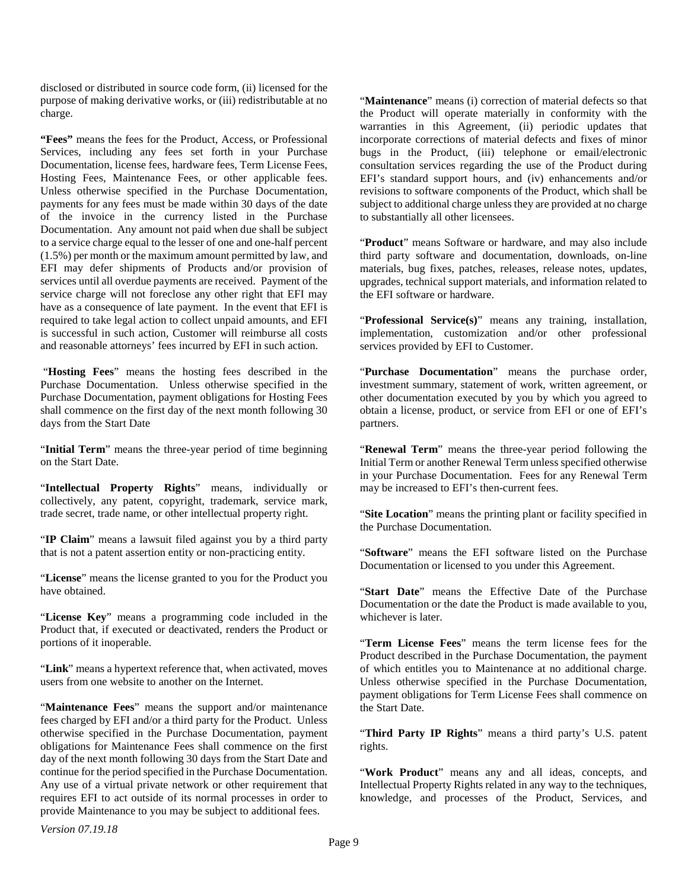disclosed or distributed in source code form, (ii) licensed for the purpose of making derivative works, or (iii) redistributable at no charge.

**"Fees"** means the fees for the Product, Access, or Professional Services, including any fees set forth in your Purchase Documentation, license fees, hardware fees, Term License Fees, Hosting Fees, Maintenance Fees, or other applicable fees. Unless otherwise specified in the Purchase Documentation, payments for any fees must be made within 30 days of the date of the invoice in the currency listed in the Purchase Documentation. Any amount not paid when due shall be subject to a service charge equal to the lesser of one and one-half percent (1.5%) per month or the maximum amount permitted by law, and EFI may defer shipments of Products and/or provision of services until all overdue payments are received. Payment of the service charge will not foreclose any other right that EFI may have as a consequence of late payment. In the event that EFI is required to take legal action to collect unpaid amounts, and EFI is successful in such action, Customer will reimburse all costs and reasonable attorneys' fees incurred by EFI in such action.

"**Hosting Fees**" means the hosting fees described in the Purchase Documentation. Unless otherwise specified in the Purchase Documentation, payment obligations for Hosting Fees shall commence on the first day of the next month following 30 days from the Start Date

"**Initial Term**" means the three-year period of time beginning on the Start Date.

"**Intellectual Property Rights**" means, individually or collectively, any patent, copyright, trademark, service mark, trade secret, trade name, or other intellectual property right.

"**IP Claim**" means a lawsuit filed against you by a third party that is not a patent assertion entity or non-practicing entity.

"**License**" means the license granted to you for the Product you have obtained.

"**License Key**" means a programming code included in the Product that, if executed or deactivated, renders the Product or portions of it inoperable.

"**Link**" means a hypertext reference that, when activated, moves users from one website to another on the Internet.

"**Maintenance Fees**" means the support and/or maintenance fees charged by EFI and/or a third party for the Product. Unless otherwise specified in the Purchase Documentation, payment obligations for Maintenance Fees shall commence on the first day of the next month following 30 days from the Start Date and continue for the period specified in the Purchase Documentation. Any use of a virtual private network or other requirement that requires EFI to act outside of its normal processes in order to provide Maintenance to you may be subject to additional fees.

"**Maintenance**" means (i) correction of material defects so that the Product will operate materially in conformity with the warranties in this Agreement, (ii) periodic updates that incorporate corrections of material defects and fixes of minor bugs in the Product, (iii) telephone or email/electronic consultation services regarding the use of the Product during EFI's standard support hours, and (iv) enhancements and/or revisions to software components of the Product, which shall be subject to additional charge unless they are provided at no charge to substantially all other licensees.

"**Product**" means Software or hardware, and may also include third party software and documentation, downloads, on-line materials, bug fixes, patches, releases, release notes, updates, upgrades, technical support materials, and information related to the EFI software or hardware.

"**Professional Service(s)**" means any training, installation, implementation, customization and/or other professional services provided by EFI to Customer.

"**Purchase Documentation**" means the purchase order, investment summary, statement of work, written agreement, or other documentation executed by you by which you agreed to obtain a license, product, or service from EFI or one of EFI's partners.

"**Renewal Term**" means the three-year period following the Initial Term or another Renewal Term unless specified otherwise in your Purchase Documentation. Fees for any Renewal Term may be increased to EFI's then-current fees.

"**Site Location**" means the printing plant or facility specified in the Purchase Documentation.

"**Software**" means the EFI software listed on the Purchase Documentation or licensed to you under this Agreement.

"**Start Date**" means the Effective Date of the Purchase Documentation or the date the Product is made available to you, whichever is later.

"**Term License Fees**" means the term license fees for the Product described in the Purchase Documentation, the payment of which entitles you to Maintenance at no additional charge. Unless otherwise specified in the Purchase Documentation, payment obligations for Term License Fees shall commence on the Start Date.

"**Third Party IP Rights**" means a third party's U.S. patent rights.

"**Work Product**" means any and all ideas, concepts, and Intellectual Property Rights related in any way to the techniques, knowledge, and processes of the Product, Services, and

*Version 07.19.18*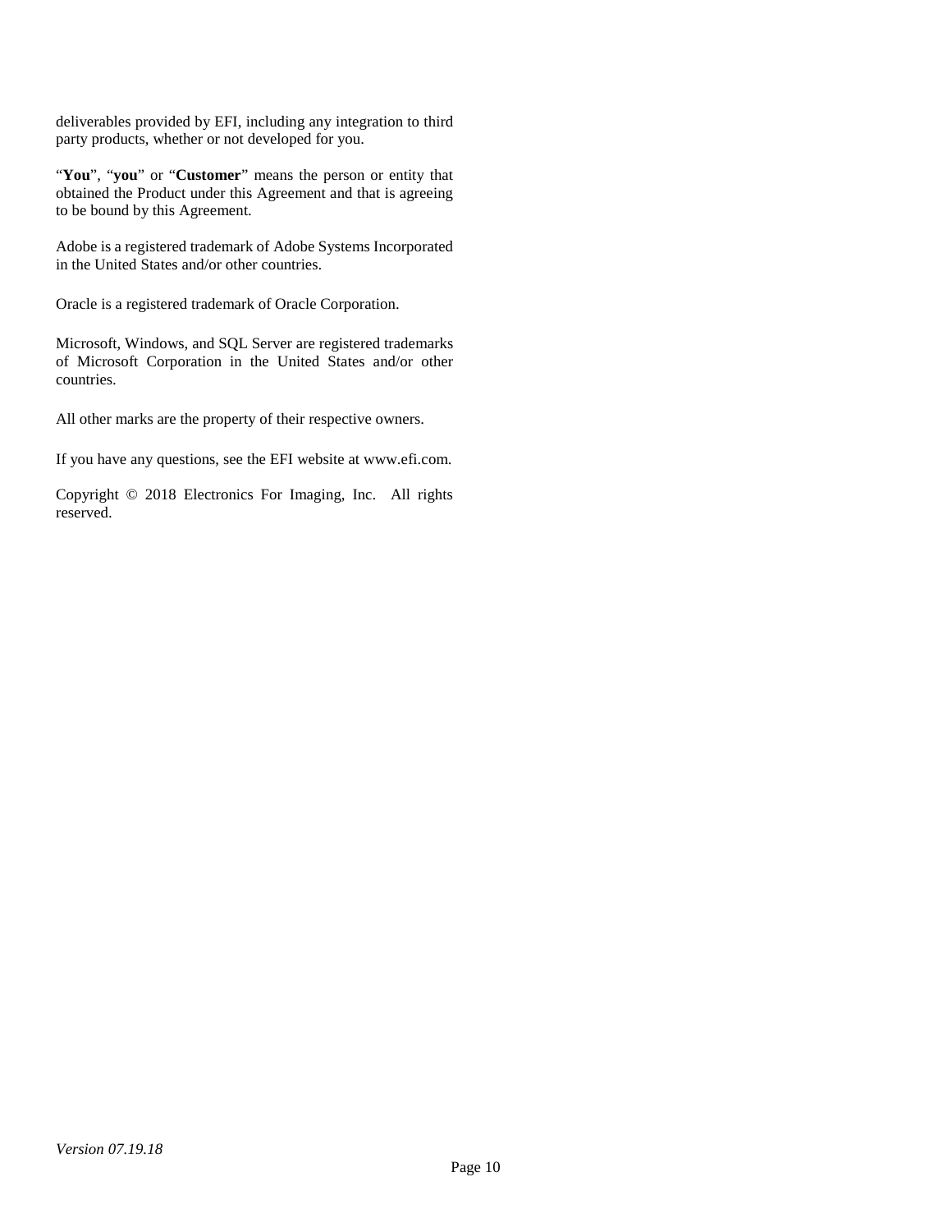deliverables provided by EFI, including any integration to third party products, whether or not developed for you.

"**You**", "**you**" or "**Customer**" means the person or entity that obtained the Product under this Agreement and that is agreeing to be bound by this Agreement.

Adobe is a registered trademark of Adobe Systems Incorporated in the United States and/or other countries.

Oracle is a registered trademark of Oracle Corporation.

Microsoft, Windows, and SQL Server are registered trademarks of Microsoft Corporation in the United States and/or other countries.

All other marks are the property of their respective owners.

If you have any questions, see the EFI website at www.efi.com.

Copyright © 2018 Electronics For Imaging, Inc. All rights reserved.

*Version 07.19.18*